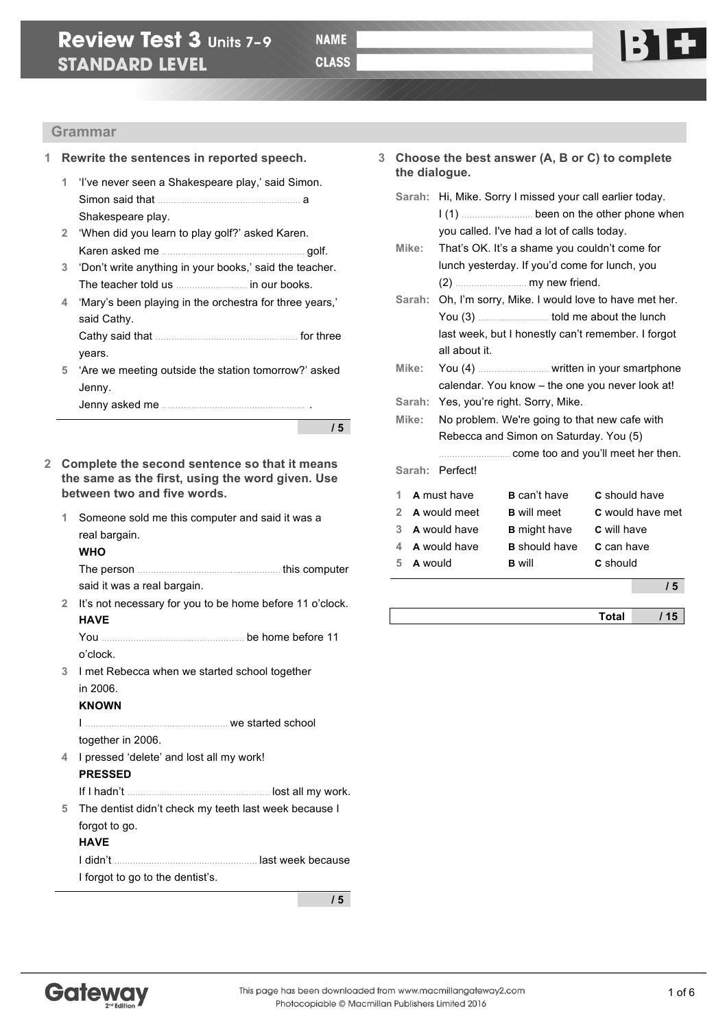# Review Test 3 Units 7–9
## STANDARD LEVEL

NAME

CLASS

B1+

## Grammar

**1 Rewrite the sentences in reported speech.**

1 'I've never seen a Shakespeare play,' said Simon.
Simon said that .................................................... a Shakespeare play.

2 'When did you learn to play golf?' asked Karen.
Karen asked me .................................................... golf.

3 'Don't write anything in your books,' said the teacher.
The teacher told us .......................... in our books.

4 'Mary's been playing in the orchestra for three years,' said Cathy.
Cathy said that .................................................... for three years.

5 'Are we meeting outside the station tomorrow?' asked Jenny.
Jenny asked me .................................................... .

/ 5

**2 Complete the second sentence so that it means the same as the first, using the word given. Use between two and five words.**

1 Someone sold me this computer and said it was a real bargain.
**WHO**
The person .................................................... this computer said it was a real bargain.

2 It's not necessary for you to be home before 11 o'clock.
**HAVE**
You .................................................... be home before 11 o'clock.

3 I met Rebecca when we started school together in 2006.
**KNOWN**
I .................................................... we started school together in 2006.

4 I pressed 'delete' and lost all my work!
**PRESSED**
If I hadn't .................................................... lost all my work.

5 The dentist didn't check my teeth last week because I forgot to go.
**HAVE**
I didn't .................................................... last week because I forgot to go to the dentist's.

/ 5

**3 Choose the best answer (A, B or C) to complete the dialogue.**

**Sarah:** Hi, Mike. Sorry I missed your call earlier today. I (1) .......................... been on the other phone when you called. I've had a lot of calls today.

**Mike:** That's OK. It's a shame you couldn't come for lunch yesterday. If you'd come for lunch, you (2) .......................... my new friend.

**Sarah:** Oh, I'm sorry, Mike. I would love to have met her. You (3) .......................... told me about the lunch last week, but I honestly can't remember. I forgot all about it.

**Mike:** You (4) .......................... written in your smartphone calendar. You know – the one you never look at!

**Sarah:** Yes, you're right. Sorry, Mike.

**Mike:** No problem. We're going to that new cafe with Rebecca and Simon on Saturday. You (5) .......................... come too and you'll meet her then.

**Sarah:** Perfect!

1 **A** must have **B** can't have **C** should have
2 **A** would meet **B** will meet **C** would have met
3 **A** would have **B** might have **C** will have
4 **A** would have **B** should have **C** can have
5 **A** would **B** will **C** should

/ 5

**Total / 15**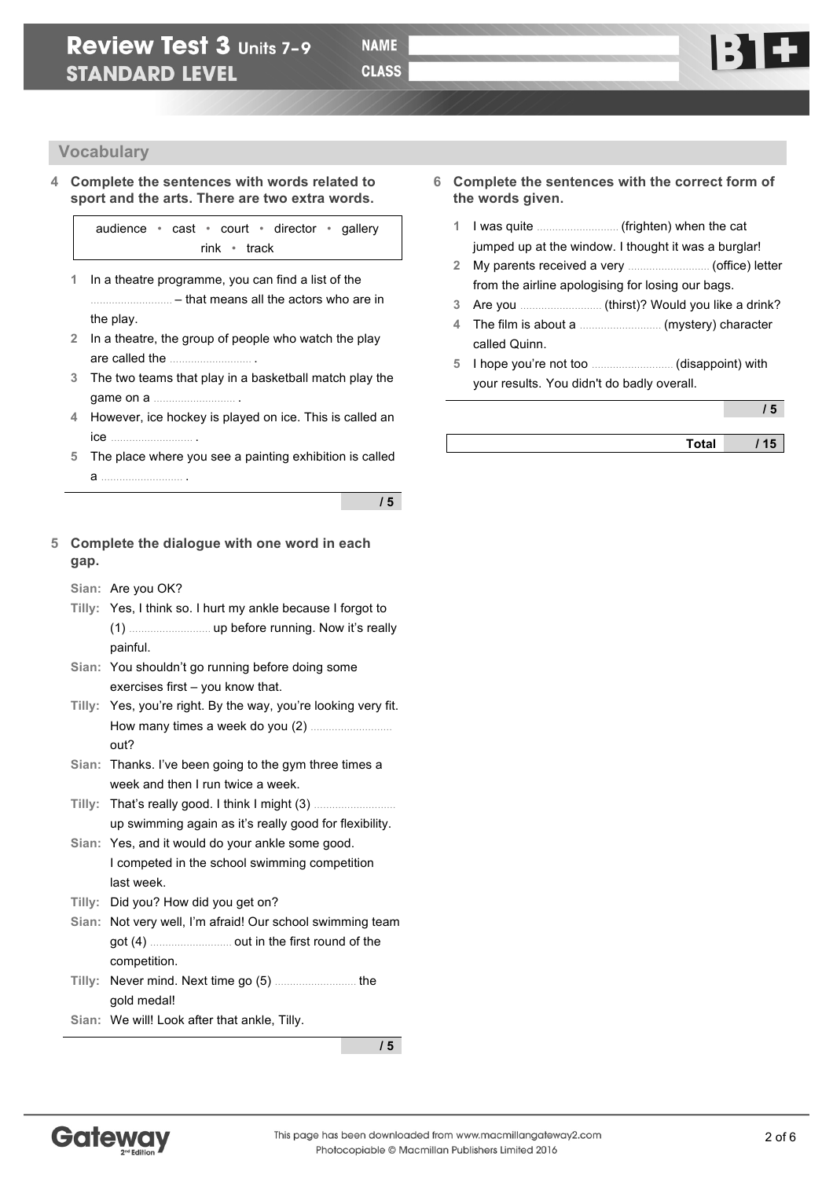# Review Test 3 Units 7–9
## STANDARD LEVEL

NAME

CLASS

B1+

## Vocabulary

**4 Complete the sentences with words related to sport and the arts. There are two extra words.**

audience • cast • court • director • gallery • rink • track

1 In a theatre programme, you can find a list of the .......................... – that means all the actors who are in the play.
2 In a theatre, the group of people who watch the play are called the .......................... .
3 The two teams that play in a basketball match play the game on a .......................... .
4 However, ice hockey is played on ice. This is called an ice .......................... .
5 The place where you see a painting exhibition is called a .......................... .

/ 5

**5 Complete the dialogue with one word in each gap.**

**Sian:** Are you OK?
**Tilly:** Yes, I think so. I hurt my ankle because I forgot to (1) .......................... up before running. Now it's really painful.
**Sian:** You shouldn't go running before doing some exercises first – you know that.
**Tilly:** Yes, you're right. By the way, you're looking very fit. How many times a week do you (2) .......................... out?
**Sian:** Thanks. I've been going to the gym three times a week and then I run twice a week.
**Tilly:** That's really good. I think I might (3) .......................... up swimming again as it's really good for flexibility.
**Sian:** Yes, and it would do your ankle some good. I competed in the school swimming competition last week.
**Tilly:** Did you? How did you get on?
**Sian:** Not very well, I'm afraid! Our school swimming team got (4) .......................... out in the first round of the competition.
**Tilly:** Never mind. Next time go (5) .......................... the gold medal!
**Sian:** We will! Look after that ankle, Tilly.

/ 5

**6 Complete the sentences with the correct form of the words given.**

1 I was quite .......................... (frighten) when the cat jumped up at the window. I thought it was a burglar!
2 My parents received a very .......................... (office) letter from the airline apologising for losing our bags.
3 Are you .......................... (thirst)? Would you like a drink?
4 The film is about a .......................... (mystery) character called Quinn.
5 I hope you're not too .......................... (disappoint) with your results. You didn't do badly overall.

/ 5

**Total / 15**

This page has been downloaded from www.macmillangateway2.com
Photocopiable © Macmillan Publishers Limited 2016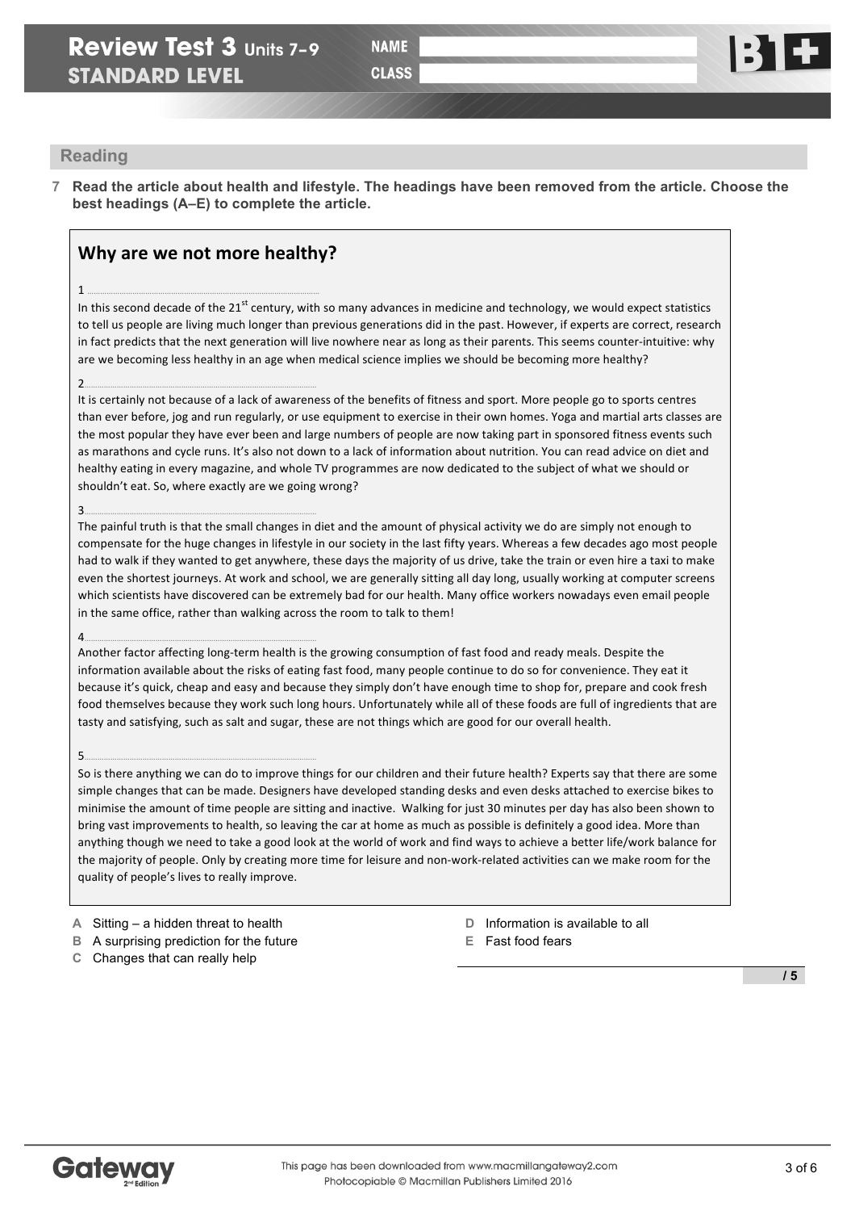# Review Test 3 Units 7–9
## STANDARD LEVEL

NAME

CLASS

B1+

## Reading

**7 Read the article about health and lifestyle. The headings have been removed from the article. Choose the best headings (A–E) to complete the article.**

## Why are we not more healthy?

1 ............................................................

In this second decade of the 21st century, with so many advances in medicine and technology, we would expect statistics to tell us people are living much longer than previous generations did in the past. However, if experts are correct, research in fact predicts that the next generation will live nowhere near as long as their parents. This seems counter-intuitive: why are we becoming less healthy in an age when medical science implies we should be becoming more healthy?

2 ............................................................

It is certainly not because of a lack of awareness of the benefits of fitness and sport. More people go to sports centres than ever before, jog and run regularly, or use equipment to exercise in their own homes. Yoga and martial arts classes are the most popular they have ever been and large numbers of people are now taking part in sponsored fitness events such as marathons and cycle runs. It's also not down to a lack of information about nutrition. You can read advice on diet and healthy eating in every magazine, and whole TV programmes are now dedicated to the subject of what we should or shouldn't eat. So, where exactly are we going wrong?

3 ............................................................

The painful truth is that the small changes in diet and the amount of physical activity we do are simply not enough to compensate for the huge changes in lifestyle in our society in the last fifty years. Whereas a few decades ago most people had to walk if they wanted to get anywhere, these days the majority of us drive, take the train or even hire a taxi to make even the shortest journeys. At work and school, we are generally sitting all day long, usually working at computer screens which scientists have discovered can be extremely bad for our health. Many office workers nowadays even email people in the same office, rather than walking across the room to talk to them!

4 ............................................................

Another factor affecting long-term health is the growing consumption of fast food and ready meals. Despite the information available about the risks of eating fast food, many people continue to do so for convenience. They eat it because it's quick, cheap and easy and because they simply don't have enough time to shop for, prepare and cook fresh food themselves because they work such long hours. Unfortunately while all of these foods are full of ingredients that are tasty and satisfying, such as salt and sugar, these are not things which are good for our overall health.

5 ............................................................

So is there anything we can do to improve things for our children and their future health? Experts say that there are some simple changes that can be made. Designers have developed standing desks and even desks attached to exercise bikes to minimise the amount of time people are sitting and inactive. Walking for just 30 minutes per day has also been shown to bring vast improvements to health, so leaving the car at home as much as possible is definitely a good idea. More than anything though we need to take a good look at the world of work and find ways to achieve a better life/work balance for the majority of people. Only by creating more time for leisure and non-work-related activities can we make room for the quality of people's lives to really improve.

**A** Sitting – a hidden threat to health
**B** A surprising prediction for the future
**C** Changes that can really help
**D** Information is available to all
**E** Fast food fears

/ 5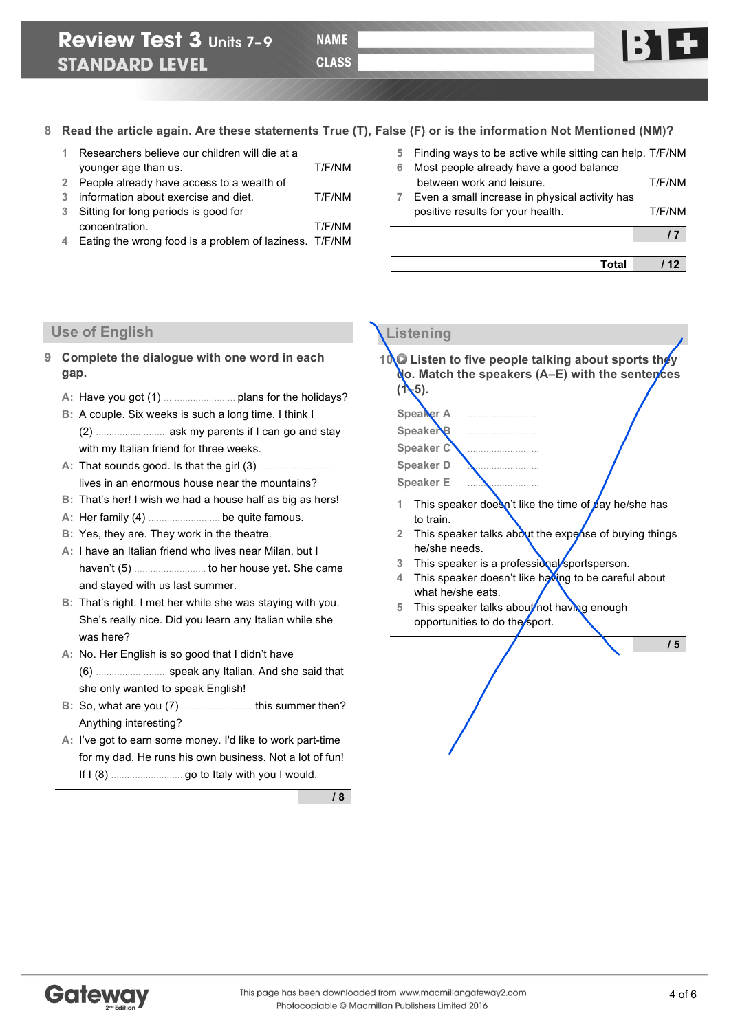**Review Test 3** Units 7–9
**STANDARD LEVEL**

NAME
CLASS

B1+

**8 Read the article again. Are these statements True (T), False (F) or is the information Not Mentioned (NM)?**

1. Researchers believe our children will die at a younger age than us. T/F/NM
2. People already have access to a wealth of
3. information about exercise and diet. T/F/NM
3. Sitting for long periods is good for concentration. T/F/NM
4. Eating the wrong food is a problem of laziness. T/F/NM
5. Finding ways to be active while sitting can help. T/F/NM
6. Most people already have a good balance between work and leisure. T/F/NM
7. Even a small increase in physical activity has positive results for your health. T/F/NM

/ 7

Total / 12

## Use of English

**9 Complete the dialogue with one word in each gap.**

**A:** Have you got (1) .......................... plans for the holidays?

**B:** A couple. Six weeks is such a long time. I think I (2) .......................... ask my parents if I can go and stay with my Italian friend for three weeks.

**A:** That sounds good. Is that the girl (3) .......................... lives in an enormous house near the mountains?

**B:** That's her! I wish we had a house half as big as hers!

**A:** Her family (4) .......................... be quite famous.

**B:** Yes, they are. They work in the theatre.

**A:** I have an Italian friend who lives near Milan, but I haven't (5) .......................... to her house yet. She came and stayed with us last summer.

**B:** That's right. I met her while she was staying with you. She's really nice. Did you learn any Italian while she was here?

**A:** No. Her English is so good that I didn't have (6) .......................... speak any Italian. And she said that she only wanted to speak English!

**B:** So, what are you (7) .......................... this summer then? Anything interesting?

**A:** I've got to earn some money. I'd like to work part-time for my dad. He runs his own business. Not a lot of fun! If I (8) .......................... go to Italy with you I would.

/ 8

## Listening

**10 Listen to five people talking about sports they do. Match the speakers (A–E) with the sentences (1–5).**

Speaker A ..........................
Speaker B ..........................
Speaker C ..........................
Speaker D ..........................
Speaker E ..........................

1. This speaker doesn't like the time of day he/she has to train.
2. This speaker talks about the expense of buying things he/she needs.
3. This speaker is a professional sportsperson.
4. This speaker doesn't like having to be careful about what he/she eats.
5. This speaker talks about not having enough opportunities to do the sport.

/ 5

This page has been downloaded from www.macmillangateway2.com
Photocopiable © Macmillan Publishers Limited 2016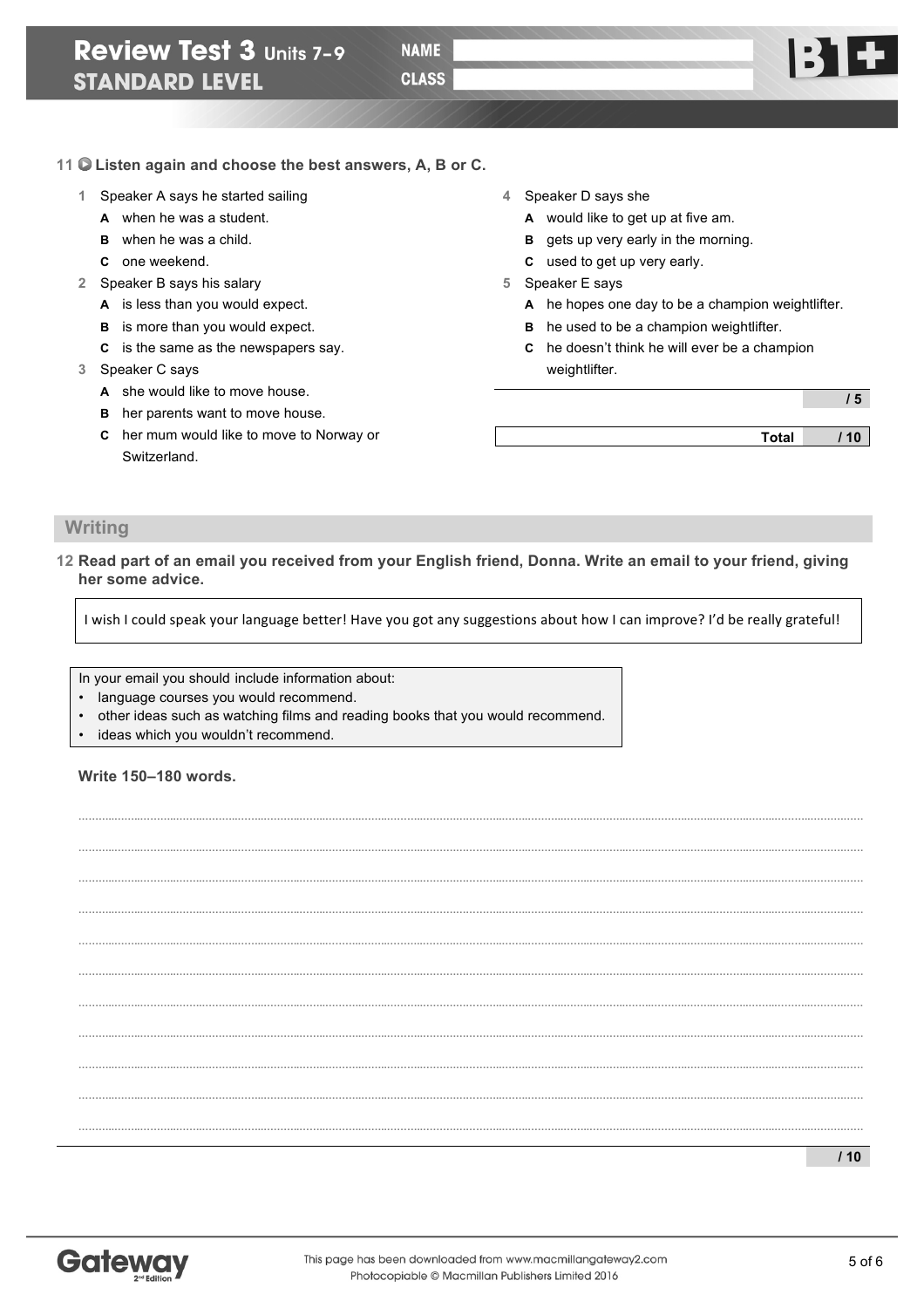Review Test 3 Units 7–9

STANDARD LEVEL

NAME

CLASS

**11 Listen again and choose the best answers, A, B or C.**

1 Speaker A says he started sailing
  - **A** when he was a student.
  - **B** when he was a child.
  - **C** one weekend.

2 Speaker B says his salary
  - **A** is less than you would expect.
  - **B** is more than you would expect.
  - **C** is the same as the newspapers say.

3 Speaker C says
  - **A** she would like to move house.
  - **B** her parents want to move house.
  - **C** her mum would like to move to Norway or Switzerland.

4 Speaker D says she
  - **A** would like to get up at five am.
  - **B** gets up very early in the morning.
  - **C** used to get up very early.

5 Speaker E says
  - **A** he hopes one day to be a champion weightlifter.
  - **B** he used to be a champion weightlifter.
  - **C** he doesn't think he will ever be a champion weightlifter.

/ 5

**Total** / 10

## Writing

**12 Read part of an email you received from your English friend, Donna. Write an email to your friend, giving her some advice.**

> I wish I could speak your language better! Have you got any suggestions about how I can improve? I'd be really grateful!

In your email you should include information about:
- language courses you would recommend.
- other ideas such as watching films and reading books that you would recommend.
- ideas which you wouldn't recommend.

**Write 150–180 words.**

/ 10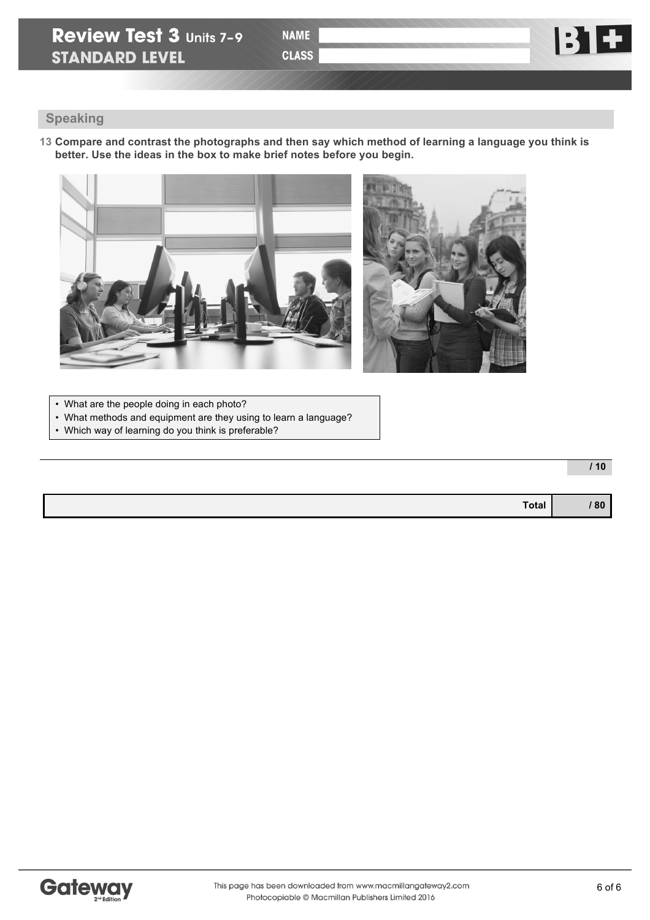## Speaking

**13 Compare and contrast the photographs and then say which method of learning a language you think is better. Use the ideas in the box to make brief notes before you begin.**

- What are the people doing in each photo?
- What methods and equipment are they using to learn a language?
- Which way of learning do you think is preferable?

**/ 10**

| | |
|---|---|
| **Total** | **/ 80** |